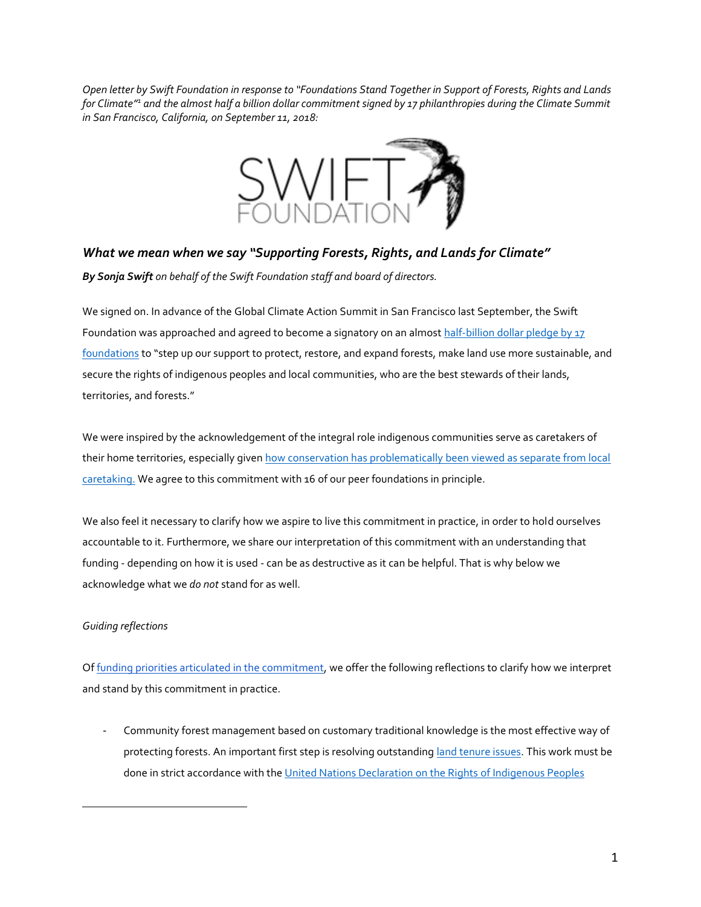*Open letter by Swift Foundation in response to "Foundations Stand Together in Support of Forests, Rights and Lands for Climate"[1] and the almost half a billion dollar commitment signed by 17 philanthropies during the Climate Summit in San Francisco, California, on September 11, 2018:*

## *What we mean when we say "Supporting Forests, Rights, and Lands for Climate"*

***By Sonja Swift*** *on behalf of the Swift Foundation staff and board of directors.*

We signed on. In advance of the Global Climate Action Summit in San Francisco last September, the Swift Foundation was approached and agreed to become a signatory on an almost half-billion dollar pledge by 17 foundations to "step up our support to protect, restore, and expand forests, make land use more sustainable, and secure the rights of indigenous peoples and local communities, who are the best stewards of their lands, territories, and forests."

We were inspired by the acknowledgement of the integral role indigenous communities serve as caretakers of their home territories, especially given how conservation has problematically been viewed as separate from local caretaking. We agree to this commitment with 16 of our peer foundations in principle.

We also feel it necessary to clarify how we aspire to live this commitment in practice, in order to hold ourselves accountable to it. Furthermore, we share our interpretation of this commitment with an understanding that funding - depending on how it is used - can be as destructive as it can be helpful. That is why below we acknowledge what we *do not* stand for as well.

*Guiding reflections*

Of funding priorities articulated in the commitment, we offer the following reflections to clarify how we interpret and stand by this commitment in practice.

- Community forest management based on customary traditional knowledge is the most effective way of protecting forests. An important first step is resolving outstanding land tenure issues. This work must be done in strict accordance with the United Nations Declaration on the Rights of Indigenous Peoples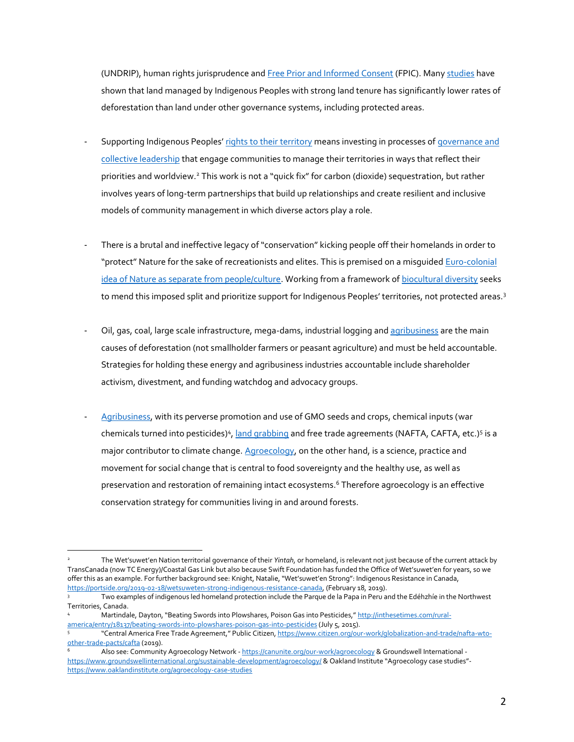(UNDRIP), human rights jurisprudence and Free Prior and Informed Consent (FPIC). Many studies have shown that land managed by Indigenous Peoples with strong land tenure has significantly lower rates of deforestation than land under other governance systems, including protected areas.

- Supporting Indigenous Peoples' rights to their territory means investing in processes of governance and collective leadership that engage communities to manage their territories in ways that reflect their priorities and worldview.[2] This work is not a "quick fix" for carbon (dioxide) sequestration, but rather involves years of long-term partnerships that build up relationships and create resilient and inclusive models of community management in which diverse actors play a role.

- There is a brutal and ineffective legacy of "conservation" kicking people off their homelands in order to "protect" Nature for the sake of recreationists and elites. This is premised on a misguided Euro-colonial idea of Nature as separate from people/culture. Working from a framework of biocultural diversity seeks to mend this imposed split and prioritize support for Indigenous Peoples' territories, not protected areas.[3]

- Oil, gas, coal, large scale infrastructure, mega-dams, industrial logging and agribusiness are the main causes of deforestation (not smallholder farmers or peasant agriculture) and must be held accountable. Strategies for holding these energy and agribusiness industries accountable include shareholder activism, divestment, and funding watchdog and advocacy groups.

- Agribusiness, with its perverse promotion and use of GMO seeds and crops, chemical inputs (war chemicals turned into pesticides)[4], land grabbing and free trade agreements (NAFTA, CAFTA, etc.)[5] is a major contributor to climate change. Agroecology, on the other hand, is a science, practice and movement for social change that is central to food sovereignty and the healthy use, as well as preservation and restoration of remaining intact ecosystems.[6] Therefore agroecology is an effective conservation strategy for communities living in and around forests.

---

[2] The Wet'suwet'en Nation territorial governance of their *Yintah*, or homeland, is relevant not just because of the current attack by TransCanada (now TC Energy)/Coastal Gas Link but also because Swift Foundation has funded the Office of Wet'suwet'en for years, so we offer this as an example. For further background see: Knight, Natalie, "Wet'suwet'en Strong": Indigenous Resistance in Canada, https://portside.org/2019-02-18/wetsuweten-strong-indigenous-resistance-canada, (February 18, 2019).

[3] Two examples of indigenous led homeland protection include the Parque de la Papa in Peru and the Edéhzhíe in the Northwest Territories, Canada.

[4] Martindale, Dayton, "Beating Swords into Plowshares, Poison Gas into Pesticides," http://inthesetimes.com/rural-america/entry/18137/beating-swords-into-plowshares-poison-gas-into-pesticides (July 5, 2015).

[5] "Central America Free Trade Agreement," Public Citizen, https://www.citizen.org/our-work/globalization-and-trade/nafta-wto-other-trade-pacts/cafta (2019).

[6] Also see: Community Agroecology Network - https://canunite.org/our-work/agroecology & Groundswell International - https://www.groundswellinternational.org/sustainable-development/agroecology/ & Oakland Institute "Agroecology case studies"- https://www.oaklandinstitute.org/agroecology-case-studies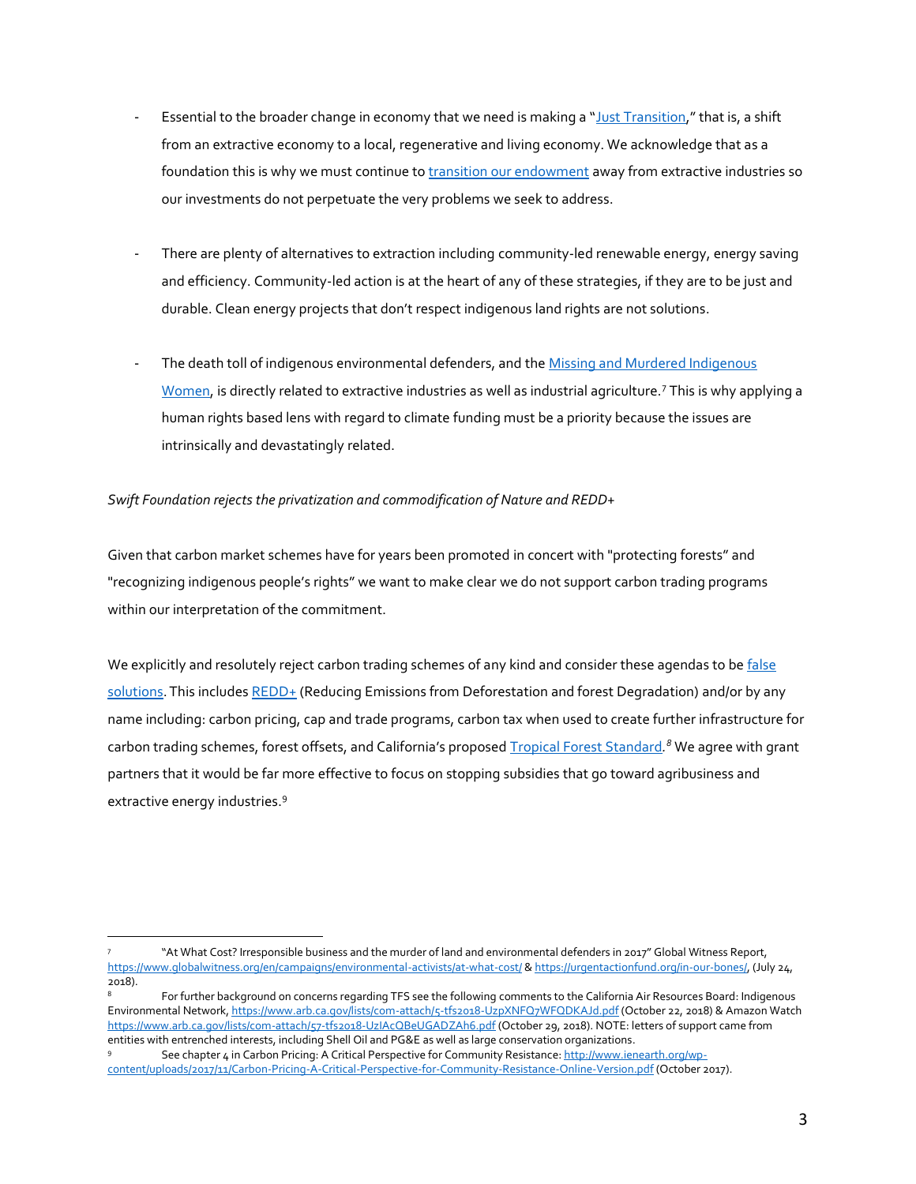- Essential to the broader change in economy that we need is making a "Just Transition," that is, a shift from an extractive economy to a local, regenerative and living economy. We acknowledge that as a foundation this is why we must continue to transition our endowment away from extractive industries so our investments do not perpetuate the very problems we seek to address.

- There are plenty of alternatives to extraction including community-led renewable energy, energy saving and efficiency. Community-led action is at the heart of any of these strategies, if they are to be just and durable. Clean energy projects that don't respect indigenous land rights are not solutions.

- The death toll of indigenous environmental defenders, and the Missing and Murdered Indigenous Women, is directly related to extractive industries as well as industrial agriculture.[7] This is why applying a human rights based lens with regard to climate funding must be a priority because the issues are intrinsically and devastatingly related.

*Swift Foundation rejects the privatization and commodification of Nature and REDD+*

Given that carbon market schemes have for years been promoted in concert with "protecting forests" and "recognizing indigenous people's rights" we want to make clear we do not support carbon trading programs within our interpretation of the commitment.

We explicitly and resolutely reject carbon trading schemes of any kind and consider these agendas to be false solutions. This includes REDD+ (Reducing Emissions from Deforestation and forest Degradation) and/or by any name including: carbon pricing, cap and trade programs, carbon tax when used to create further infrastructure for carbon trading schemes, forest offsets, and California's proposed Tropical Forest Standard.[8] We agree with grant partners that it would be far more effective to focus on stopping subsidies that go toward agribusiness and extractive energy industries.[9]

---

[7] "At What Cost? Irresponsible business and the murder of land and environmental defenders in 2017" Global Witness Report, https://www.globalwitness.org/en/campaigns/environmental-activists/at-what-cost/ & https://urgentactionfund.org/in-our-bones/, (July 24, 2018).

[8] For further background on concerns regarding TFS see the following comments to the California Air Resources Board: Indigenous Environmental Network, https://www.arb.ca.gov/lists/com-attach/5-tfs2018-UzpXNFQ7WFQDKAJd.pdf (October 22, 2018) & Amazon Watch https://www.arb.ca.gov/lists/com-attach/57-tfs2018-UzIAcQBeUGADZAh6.pdf (October 29, 2018). NOTE: letters of support came from entities with entrenched interests, including Shell Oil and PG&E as well as large conservation organizations.

[9] See chapter 4 in Carbon Pricing: A Critical Perspective for Community Resistance: http://www.ienearth.org/wp-content/uploads/2017/11/Carbon-Pricing-A-Critical-Perspective-for-Community-Resistance-Online-Version.pdf (October 2017).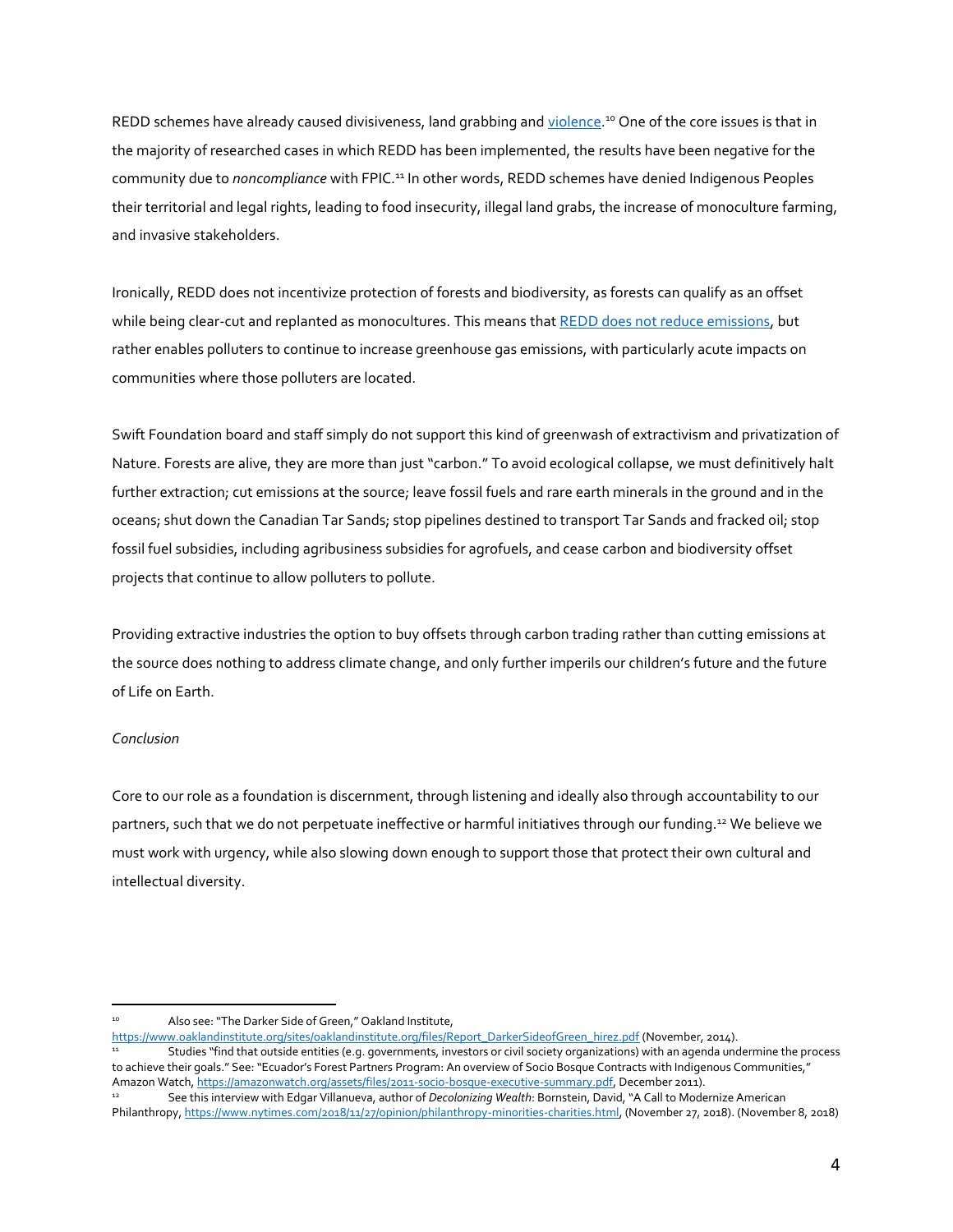REDD schemes have already caused divisiveness, land grabbing and violence.[10] One of the core issues is that in the majority of researched cases in which REDD has been implemented, the results have been negative for the community due to *noncompliance* with FPIC.[11] In other words, REDD schemes have denied Indigenous Peoples their territorial and legal rights, leading to food insecurity, illegal land grabs, the increase of monoculture farming, and invasive stakeholders.

Ironically, REDD does not incentivize protection of forests and biodiversity, as forests can qualify as an offset while being clear-cut and replanted as monocultures. This means that REDD does not reduce emissions, but rather enables polluters to continue to increase greenhouse gas emissions, with particularly acute impacts on communities where those polluters are located.

Swift Foundation board and staff simply do not support this kind of greenwash of extractivism and privatization of Nature. Forests are alive, they are more than just "carbon." To avoid ecological collapse, we must definitively halt further extraction; cut emissions at the source; leave fossil fuels and rare earth minerals in the ground and in the oceans; shut down the Canadian Tar Sands; stop pipelines destined to transport Tar Sands and fracked oil; stop fossil fuel subsidies, including agribusiness subsidies for agrofuels, and cease carbon and biodiversity offset projects that continue to allow polluters to pollute.

Providing extractive industries the option to buy offsets through carbon trading rather than cutting emissions at the source does nothing to address climate change, and only further imperils our children's future and the future of Life on Earth.

*Conclusion*

Core to our role as a foundation is discernment, through listening and ideally also through accountability to our partners, such that we do not perpetuate ineffective or harmful initiatives through our funding.[12] We believe we must work with urgency, while also slowing down enough to support those that protect their own cultural and intellectual diversity.

---

[10] Also see: "The Darker Side of Green," Oakland Institute, https://www.oaklandinstitute.org/sites/oaklandinstitute.org/files/Report_DarkerSideofGreen_hirez.pdf (November, 2014).

[11] Studies "find that outside entities (e.g. governments, investors or civil society organizations) with an agenda undermine the process to achieve their goals." See: "Ecuador's Forest Partners Program: An overview of Socio Bosque Contracts with Indigenous Communities," Amazon Watch, https://amazonwatch.org/assets/files/2011-socio-bosque-executive-summary.pdf, December 2011).

[12] See this interview with Edgar Villanueva, author of *Decolonizing Wealth*: Bornstein, David, "A Call to Modernize American Philanthropy, https://www.nytimes.com/2018/11/27/opinion/philanthropy-minorities-charities.html, (November 27, 2018). (November 8, 2018)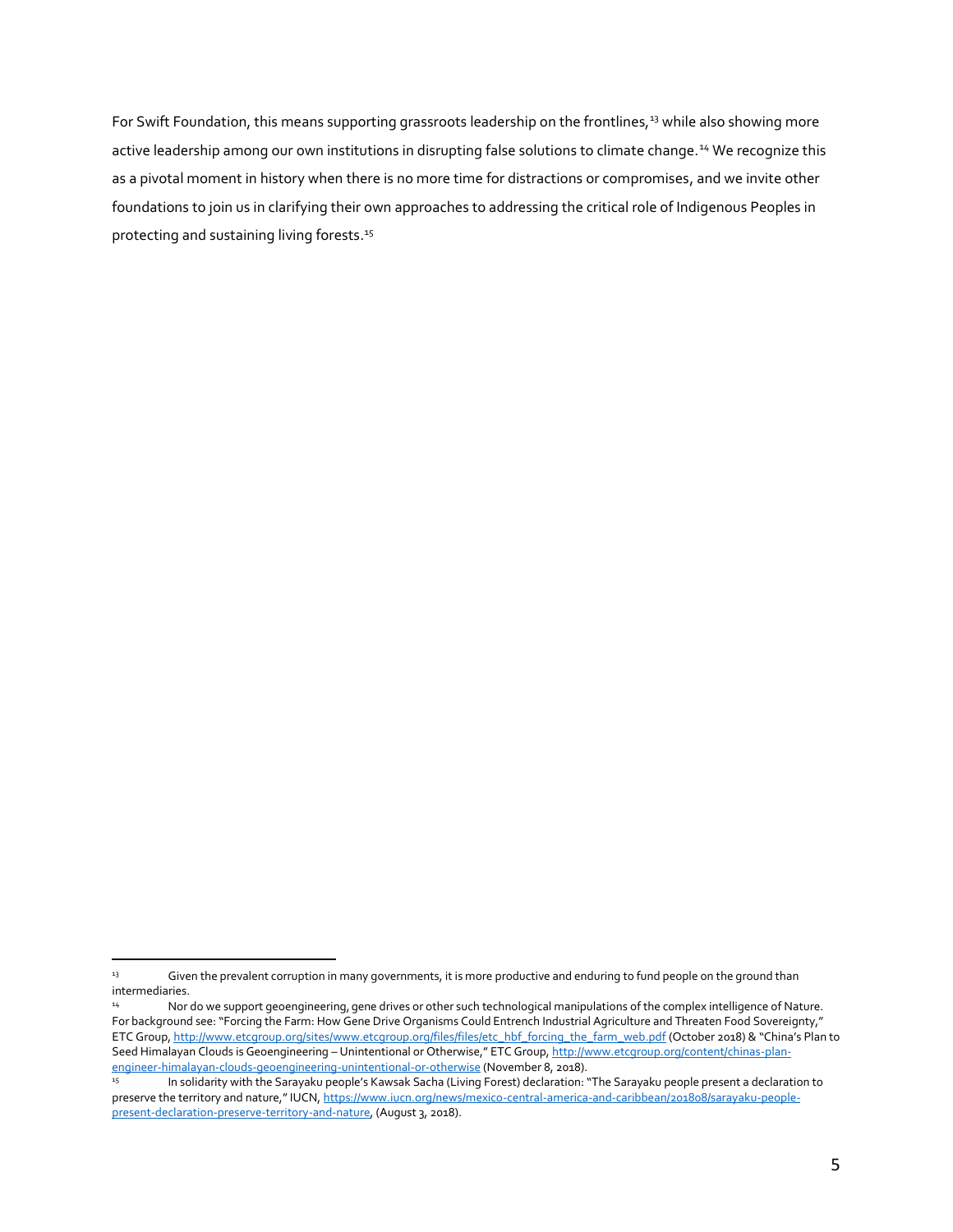For Swift Foundation, this means supporting grassroots leadership on the frontlines,[13] while also showing more active leadership among our own institutions in disrupting false solutions to climate change.[14] We recognize this as a pivotal moment in history when there is no more time for distractions or compromises, and we invite other foundations to join us in clarifying their own approaches to addressing the critical role of Indigenous Peoples in protecting and sustaining living forests.[15]

---

[13] Given the prevalent corruption in many governments, it is more productive and enduring to fund people on the ground than intermediaries.

[14] Nor do we support geoengineering, gene drives or other such technological manipulations of the complex intelligence of Nature. For background see: "Forcing the Farm: How Gene Drive Organisms Could Entrench Industrial Agriculture and Threaten Food Sovereignty," ETC Group, http://www.etcgroup.org/sites/www.etcgroup.org/files/files/etc_hbf_forcing_the_farm_web.pdf (October 2018) & "China's Plan to Seed Himalayan Clouds is Geoengineering – Unintentional or Otherwise," ETC Group, http://www.etcgroup.org/content/chinas-plan-engineer-himalayan-clouds-geoengineering-unintentional-or-otherwise (November 8, 2018).

[15] In solidarity with the Sarayaku people's Kawsak Sacha (Living Forest) declaration: "The Sarayaku people present a declaration to preserve the territory and nature," IUCN, https://www.iucn.org/news/mexico-central-america-and-caribbean/201808/sarayaku-people-present-declaration-preserve-territory-and-nature, (August 3, 2018).